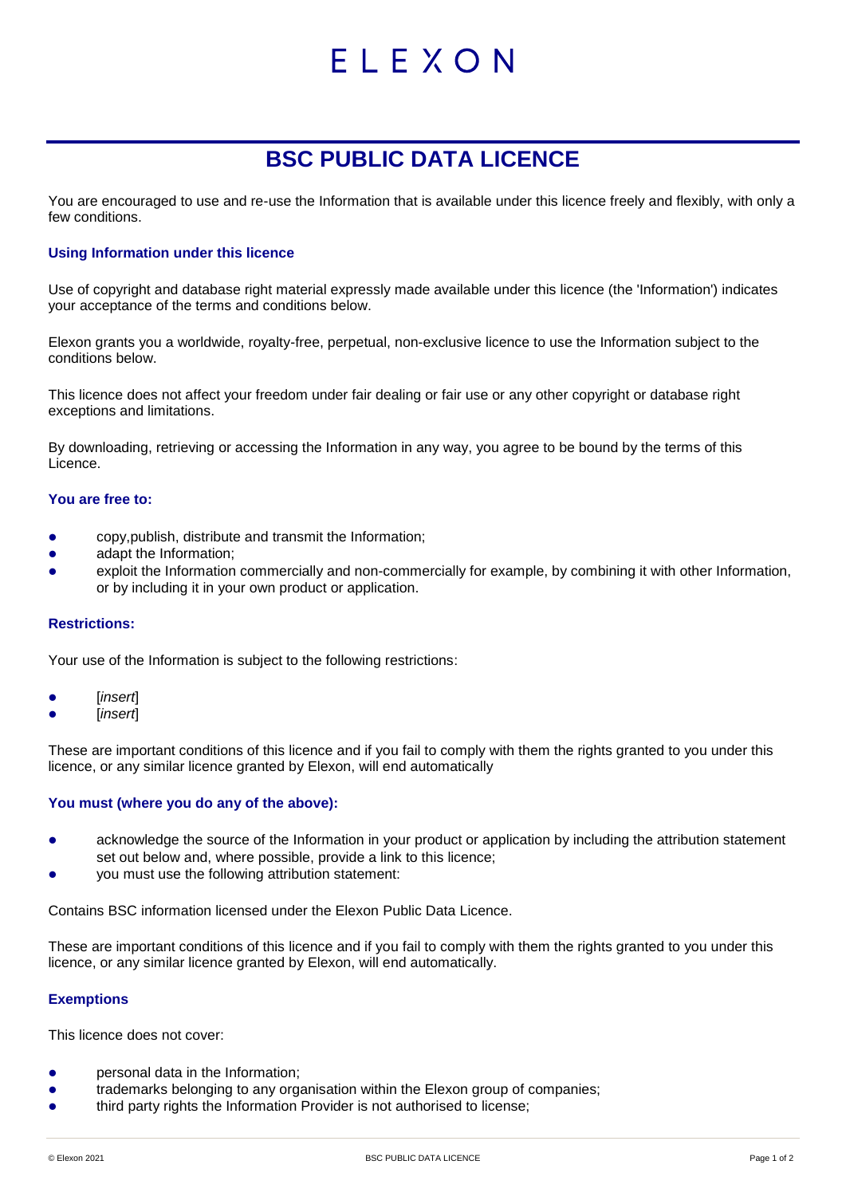# BSC PUBLIC DATA LICENCE

You are encouraged to use and re-use the Information that is available under this licence freely and flexibly, with only a few conditions.

### Using Information under this licence

Use of copyright and database right material expressly made available under this licence (the 'Information') indicates your acceptance of the terms and conditions below.

Elexon grants you a worldwide, royalty-free, perpetual, non-exclusive licence to use the Information subject to the conditions below.

This licence does not affect your freedom under fair dealing or fair use or any other copyright or database right exceptions and limitations.

By downloading, retrieving or accessing the Information in any way, you agree to be bound by the terms of this Licence.

### You are free to:

- copy,publish, distribute and transmit the Information;
- adapt the Information;
- exploit the Information commercially and non-commercially for example, by combining it with other Information, or by including it in your own product or application.

### Restrictions:

Your use of the Information is subject to the following restrictions:

- [*insert*]
- [*insert*]

These are important conditions of this licence and if you fail to comply with them the rights granted to you under this licence, or any similar licence granted by Elexon, will end automatically

### You must (where you do any of the above):

- acknowledge the source of the Information in your product or application by including the attribution statement set out below and, where possible, provide a link to this licence;
- you must use the following attribution statement:

Contains BSC information licensed under the Elexon Public Data Licence.

These are important conditions of this licence and if you fail to comply with them the rights granted to you under this licence, or any similar licence granted by Elexon, will end automatically.

### Exemptions

This licence does not cover:

- personal data in the Information;
- trademarks belonging to any organisation within the Elexon group of companies;
- third party rights the Information Provider is not authorised to license;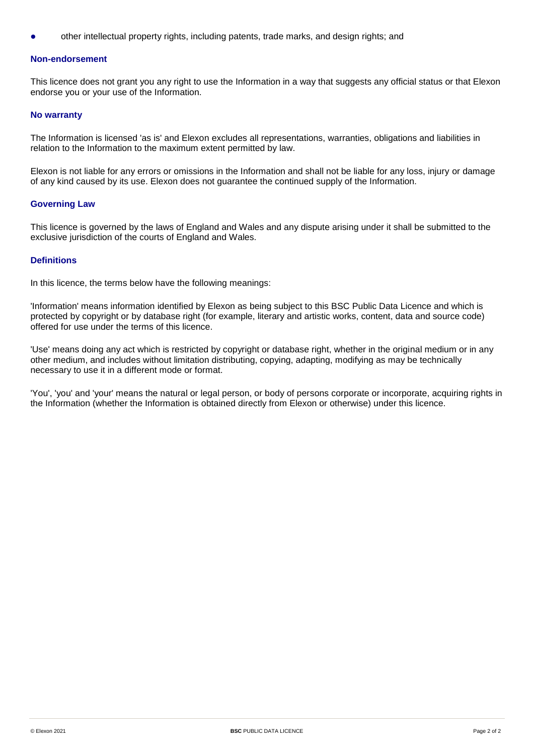- other intellectual property rights, including patents, trade marks, and design rights; and

### Non-endorsement

This licence does not grant you any right to use the Information in a way that suggests any official status or that Elexon endorse you or your use of the Information.

### No warranty

The Information is licensed 'as is' and Elexon excludes all representations, warranties, obligations and liabilities in relation to the Information to the maximum extent permitted by law.

Elexon is not liable for any errors or omissions in the Information and shall not be liable for any loss, injury or damage of any kind caused by its use. Elexon does not guarantee the continued supply of the Information.

### Governing Law

This licence is governed by the laws of England and Wales and any dispute arising under it shall be submitted to the exclusive jurisdiction of the courts of England and Wales.

### Definitions

In this licence, the terms below have the following meanings:

'Information' means information identified by Elexon as being subject to this BSC Public Data Licence and which is protected by copyright or by database right (for example, literary and artistic works, content, data and source code) offered for use under the terms of this licence.

'Use' means doing any act which is restricted by copyright or database right, whether in the original medium or in any other medium, and includes without limitation distributing, copying, adapting, modifying as may be technically necessary to use it in a different mode or format.

'You', 'you' and 'your' means the natural or legal person, or body of persons corporate or incorporate, acquiring rights in the Information (whether the Information is obtained directly from Elexon or otherwise) under this licence.